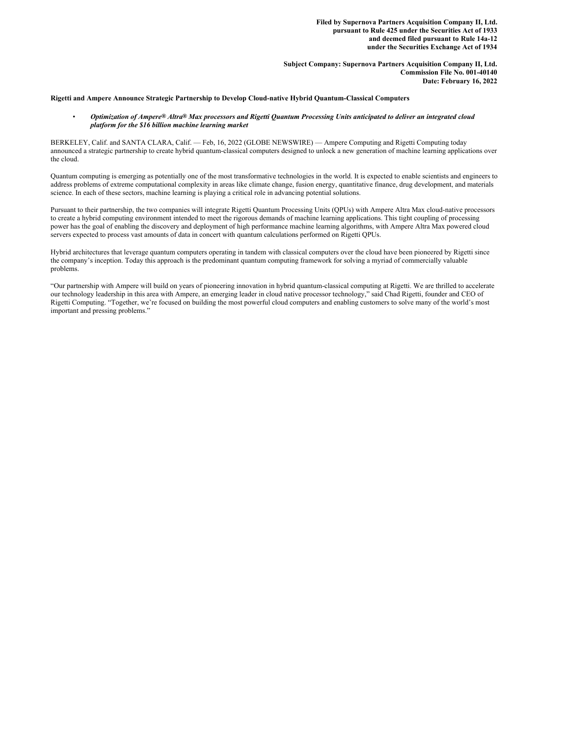**Filed by Supernova Partners Acquisition Company II, Ltd.**
**pursuant to Rule 425 under the Securities Act of 1933**
**and deemed filed pursuant to Rule 14a-12**
**under the Securities Exchange Act of 1934**

**Subject Company: Supernova Partners Acquisition Company II, Ltd.**
**Commission File No. 001-40140**
**Date: February 16, 2022**

**Rigetti and Ampere Announce Strategic Partnership to Develop Cloud-native Hybrid Quantum-Classical Computers**

- ***Optimization of Ampere® Altra® Max processors and Rigetti Quantum Processing Units anticipated to deliver an integrated cloud platform for the $16 billion machine learning market***

BERKELEY, Calif. and SANTA CLARA, Calif. — Feb, 16, 2022 (GLOBE NEWSWIRE) — Ampere Computing and Rigetti Computing today announced a strategic partnership to create hybrid quantum-classical computers designed to unlock a new generation of machine learning applications over the cloud.

Quantum computing is emerging as potentially one of the most transformative technologies in the world. It is expected to enable scientists and engineers to address problems of extreme computational complexity in areas like climate change, fusion energy, quantitative finance, drug development, and materials science. In each of these sectors, machine learning is playing a critical role in advancing potential solutions.

Pursuant to their partnership, the two companies will integrate Rigetti Quantum Processing Units (QPUs) with Ampere Altra Max cloud-native processors to create a hybrid computing environment intended to meet the rigorous demands of machine learning applications. This tight coupling of processing power has the goal of enabling the discovery and deployment of high performance machine learning algorithms, with Ampere Altra Max powered cloud servers expected to process vast amounts of data in concert with quantum calculations performed on Rigetti QPUs.

Hybrid architectures that leverage quantum computers operating in tandem with classical computers over the cloud have been pioneered by Rigetti since the company's inception. Today this approach is the predominant quantum computing framework for solving a myriad of commercially valuable problems.

"Our partnership with Ampere will build on years of pioneering innovation in hybrid quantum-classical computing at Rigetti. We are thrilled to accelerate our technology leadership in this area with Ampere, an emerging leader in cloud native processor technology," said Chad Rigetti, founder and CEO of Rigetti Computing. "Together, we're focused on building the most powerful cloud computers and enabling customers to solve many of the world's most important and pressing problems."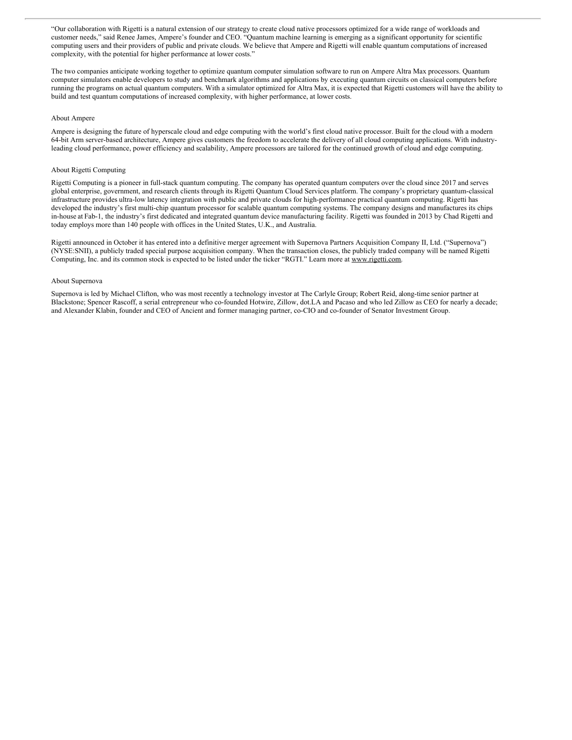"Our collaboration with Rigetti is a natural extension of our strategy to create cloud native processors optimized for a wide range of workloads and customer needs," said Renee James, Ampere's founder and CEO. "Quantum machine learning is emerging as a significant opportunity for scientific computing users and their providers of public and private clouds. We believe that Ampere and Rigetti will enable quantum computations of increased complexity, with the potential for higher performance at lower costs."

The two companies anticipate working together to optimize quantum computer simulation software to run on Ampere Altra Max processors. Quantum computer simulators enable developers to study and benchmark algorithms and applications by executing quantum circuits on classical computers before running the programs on actual quantum computers. With a simulator optimized for Altra Max, it is expected that Rigetti customers will have the ability to build and test quantum computations of increased complexity, with higher performance, at lower costs.

About Ampere

Ampere is designing the future of hyperscale cloud and edge computing with the world's first cloud native processor. Built for the cloud with a modern 64-bit Arm server-based architecture, Ampere gives customers the freedom to accelerate the delivery of all cloud computing applications. With industry-leading cloud performance, power efficiency and scalability, Ampere processors are tailored for the continued growth of cloud and edge computing.

About Rigetti Computing

Rigetti Computing is a pioneer in full-stack quantum computing. The company has operated quantum computers over the cloud since 2017 and serves global enterprise, government, and research clients through its Rigetti Quantum Cloud Services platform. The company's proprietary quantum-classical infrastructure provides ultra-low latency integration with public and private clouds for high-performance practical quantum computing. Rigetti has developed the industry's first multi-chip quantum processor for scalable quantum computing systems. The company designs and manufactures its chips in-house at Fab-1, the industry's first dedicated and integrated quantum device manufacturing facility. Rigetti was founded in 2013 by Chad Rigetti and today employs more than 140 people with offices in the United States, U.K., and Australia.

Rigetti announced in October it has entered into a definitive merger agreement with Supernova Partners Acquisition Company II, Ltd. ("Supernova") (NYSE:SNII), a publicly traded special purpose acquisition company. When the transaction closes, the publicly traded company will be named Rigetti Computing, Inc. and its common stock is expected to be listed under the ticker "RGTI." Learn more at www.rigetti.com.

About Supernova

Supernova is led by Michael Clifton, who was most recently a technology investor at The Carlyle Group; Robert Reid, along-time senior partner at Blackstone; Spencer Rascoff, a serial entrepreneur who co-founded Hotwire, Zillow, dot.LA and Pacaso and who led Zillow as CEO for nearly a decade; and Alexander Klabin, founder and CEO of Ancient and former managing partner, co-CIO and co-founder of Senator Investment Group.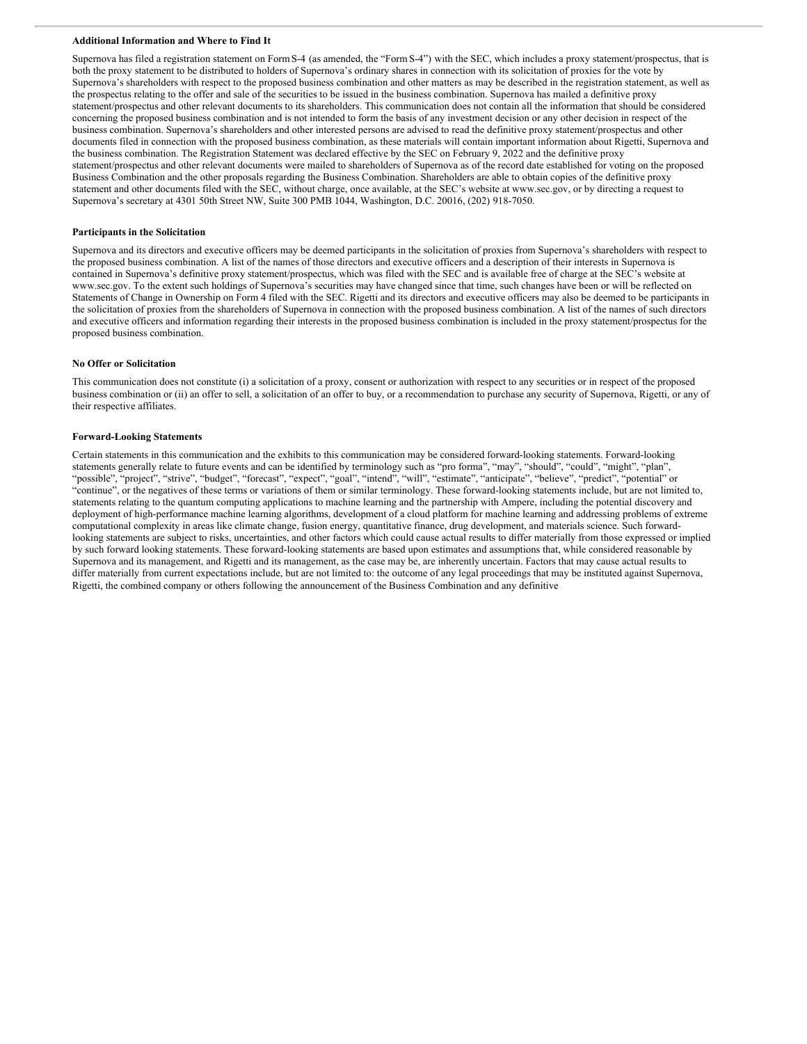## Additional Information and Where to Find It

Supernova has filed a registration statement on Form S-4 (as amended, the "Form S-4") with the SEC, which includes a proxy statement/prospectus, that is both the proxy statement to be distributed to holders of Supernova's ordinary shares in connection with its solicitation of proxies for the vote by Supernova's shareholders with respect to the proposed business combination and other matters as may be described in the registration statement, as well as the prospectus relating to the offer and sale of the securities to be issued in the business combination. Supernova has mailed a definitive proxy statement/prospectus and other relevant documents to its shareholders. This communication does not contain all the information that should be considered concerning the proposed business combination and is not intended to form the basis of any investment decision or any other decision in respect of the business combination. Supernova's shareholders and other interested persons are advised to read the definitive proxy statement/prospectus and other documents filed in connection with the proposed business combination, as these materials will contain important information about Rigetti, Supernova and the business combination. The Registration Statement was declared effective by the SEC on February 9, 2022 and the definitive proxy statement/prospectus and other relevant documents were mailed to shareholders of Supernova as of the record date established for voting on the proposed Business Combination and the other proposals regarding the Business Combination. Shareholders are able to obtain copies of the definitive proxy statement and other documents filed with the SEC, without charge, once available, at the SEC's website at www.sec.gov, or by directing a request to Supernova's secretary at 4301 50th Street NW, Suite 300 PMB 1044, Washington, D.C. 20016, (202) 918-7050.

## Participants in the Solicitation

Supernova and its directors and executive officers may be deemed participants in the solicitation of proxies from Supernova's shareholders with respect to the proposed business combination. A list of the names of those directors and executive officers and a description of their interests in Supernova is contained in Supernova's definitive proxy statement/prospectus, which was filed with the SEC and is available free of charge at the SEC's website at www.sec.gov. To the extent such holdings of Supernova's securities may have changed since that time, such changes have been or will be reflected on Statements of Change in Ownership on Form 4 filed with the SEC. Rigetti and its directors and executive officers may also be deemed to be participants in the solicitation of proxies from the shareholders of Supernova in connection with the proposed business combination. A list of the names of such directors and executive officers and information regarding their interests in the proposed business combination is included in the proxy statement/prospectus for the proposed business combination.

## No Offer or Solicitation

This communication does not constitute (i) a solicitation of a proxy, consent or authorization with respect to any securities or in respect of the proposed business combination or (ii) an offer to sell, a solicitation of an offer to buy, or a recommendation to purchase any security of Supernova, Rigetti, or any of their respective affiliates.

## Forward-Looking Statements

Certain statements in this communication and the exhibits to this communication may be considered forward-looking statements. Forward-looking statements generally relate to future events and can be identified by terminology such as "pro forma", "may", "should", "could", "might", "plan", "possible", "project", "strive", "budget", "forecast", "expect", "goal", "intend", "will", "estimate", "anticipate", "believe", "predict", "potential" or "continue", or the negatives of these terms or variations of them or similar terminology. These forward-looking statements include, but are not limited to, statements relating to the quantum computing applications to machine learning and the partnership with Ampere, including the potential discovery and deployment of high-performance machine learning algorithms, development of a cloud platform for machine learning and addressing problems of extreme computational complexity in areas like climate change, fusion energy, quantitative finance, drug development, and materials science. Such forward-looking statements are subject to risks, uncertainties, and other factors which could cause actual results to differ materially from those expressed or implied by such forward looking statements. These forward-looking statements are based upon estimates and assumptions that, while considered reasonable by Supernova and its management, and Rigetti and its management, as the case may be, are inherently uncertain. Factors that may cause actual results to differ materially from current expectations include, but are not limited to: the outcome of any legal proceedings that may be instituted against Supernova, Rigetti, the combined company or others following the announcement of the Business Combination and any definitive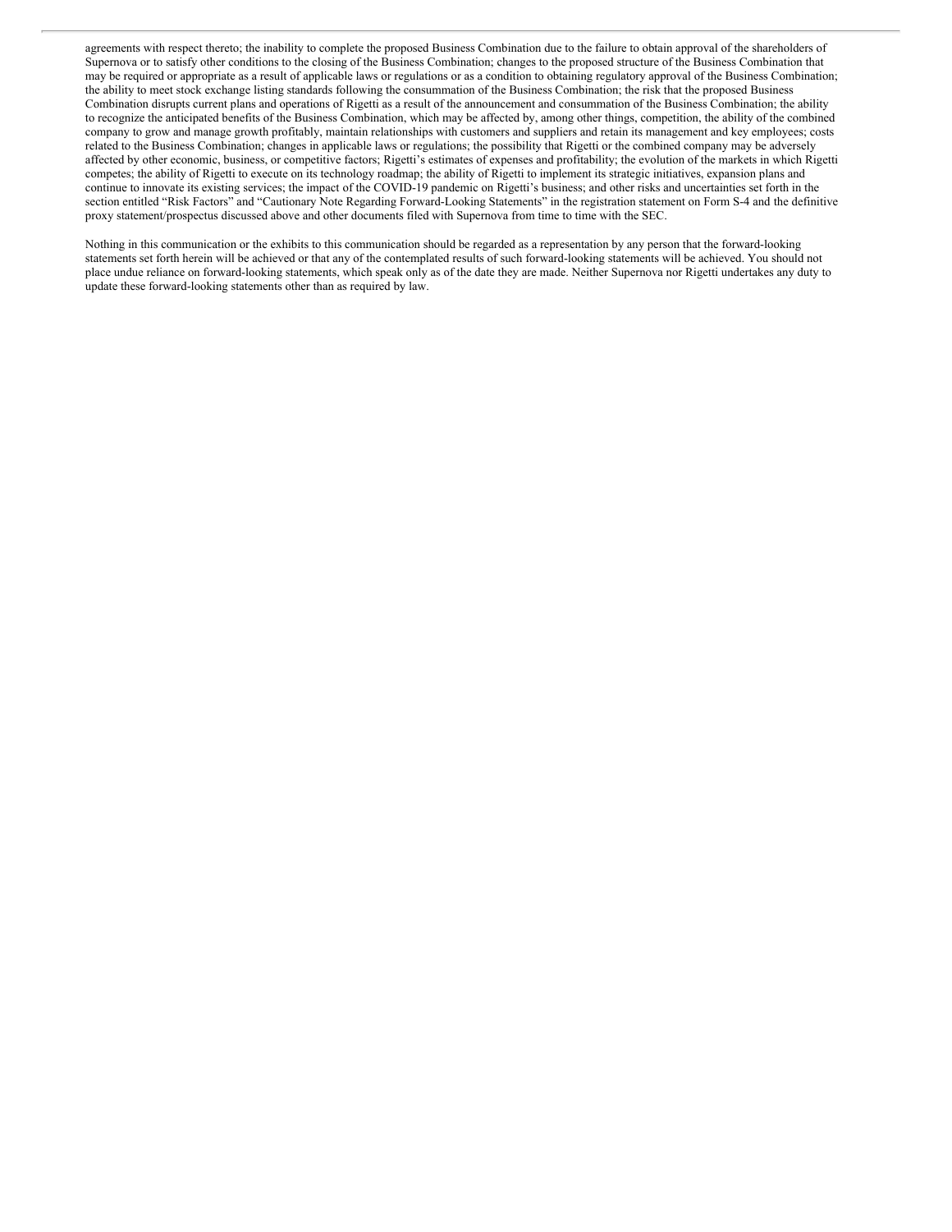agreements with respect thereto; the inability to complete the proposed Business Combination due to the failure to obtain approval of the shareholders of Supernova or to satisfy other conditions to the closing of the Business Combination; changes to the proposed structure of the Business Combination that may be required or appropriate as a result of applicable laws or regulations or as a condition to obtaining regulatory approval of the Business Combination; the ability to meet stock exchange listing standards following the consummation of the Business Combination; the risk that the proposed Business Combination disrupts current plans and operations of Rigetti as a result of the announcement and consummation of the Business Combination; the ability to recognize the anticipated benefits of the Business Combination, which may be affected by, among other things, competition, the ability of the combined company to grow and manage growth profitably, maintain relationships with customers and suppliers and retain its management and key employees; costs related to the Business Combination; changes in applicable laws or regulations; the possibility that Rigetti or the combined company may be adversely affected by other economic, business, or competitive factors; Rigetti's estimates of expenses and profitability; the evolution of the markets in which Rigetti competes; the ability of Rigetti to execute on its technology roadmap; the ability of Rigetti to implement its strategic initiatives, expansion plans and continue to innovate its existing services; the impact of the COVID-19 pandemic on Rigetti's business; and other risks and uncertainties set forth in the section entitled "Risk Factors" and "Cautionary Note Regarding Forward-Looking Statements" in the registration statement on Form S-4 and the definitive proxy statement/prospectus discussed above and other documents filed with Supernova from time to time with the SEC.

Nothing in this communication or the exhibits to this communication should be regarded as a representation by any person that the forward-looking statements set forth herein will be achieved or that any of the contemplated results of such forward-looking statements will be achieved. You should not place undue reliance on forward-looking statements, which speak only as of the date they are made. Neither Supernova nor Rigetti undertakes any duty to update these forward-looking statements other than as required by law.